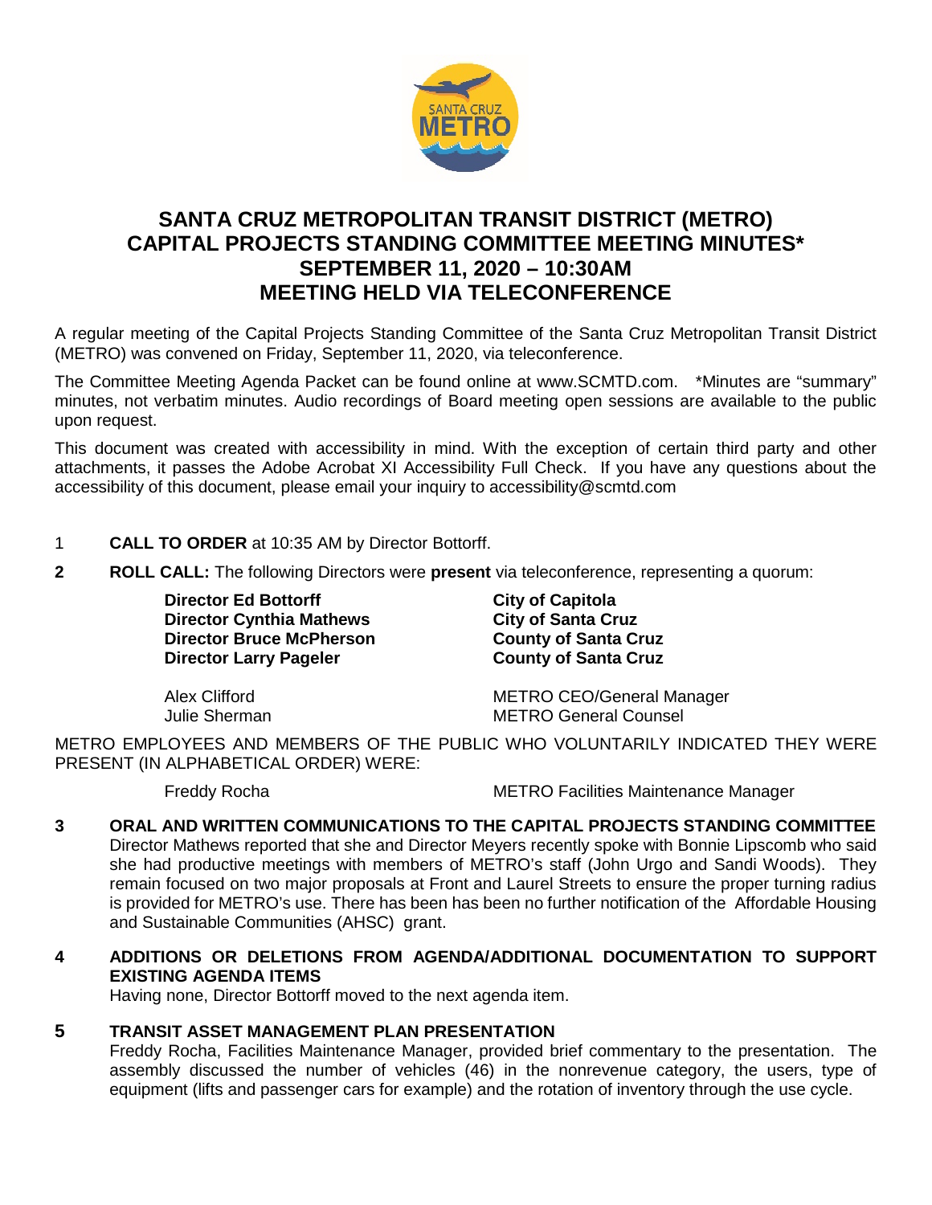# SANTA CRUZ METROPOLITAN TRANSIT DISTRICT (METRO) CAPITAL PROJECTS STANDING COMMITTEE MEETING MINUTES* SEPTEMBER 11, 2020 – 10:30AM MEETING HELD VIA TELECONFERENCE

A regular meeting of the Capital Projects Standing Committee of the Santa Cruz Metropolitan Transit District (METRO) was convened on Friday, September 11, 2020, via teleconference.

The Committee Meeting Agenda Packet can be found online at www.SCMTD.com. *Minutes are "summary" minutes, not verbatim minutes. Audio recordings of Board meeting open sessions are available to the public upon request.

This document was created with accessibility in mind. With the exception of certain third party and other attachments, it passes the Adobe Acrobat XI Accessibility Full Check. If you have any questions about the accessibility of this document, please email your inquiry to accessibility@scmtd.com

1 **CALL TO ORDER** at 10:35 AM by Director Bottorff.

**2 ROLL CALL:** The following Directors were **present** via teleconference, representing a quorum:

| | |
|---|---|
| **Director Ed Bottorff** | **City of Capitola** |
| **Director Cynthia Mathews** | **City of Santa Cruz** |
| **Director Bruce McPherson** | **County of Santa Cruz** |
| **Director Larry Pageler** | **County of Santa Cruz** |
| Alex Clifford | METRO CEO/General Manager |
| Julie Sherman | METRO General Counsel |

METRO EMPLOYEES AND MEMBERS OF THE PUBLIC WHO VOLUNTARILY INDICATED THEY WERE PRESENT (IN ALPHABETICAL ORDER) WERE:

| | |
|---|---|
| Freddy Rocha | METRO Facilities Maintenance Manager |

**3 ORAL AND WRITTEN COMMUNICATIONS TO THE CAPITAL PROJECTS STANDING COMMITTEE**

Director Mathews reported that she and Director Meyers recently spoke with Bonnie Lipscomb who said she had productive meetings with members of METRO's staff (John Urgo and Sandi Woods). They remain focused on two major proposals at Front and Laurel Streets to ensure the proper turning radius is provided for METRO's use. There has been has been no further notification of the Affordable Housing and Sustainable Communities (AHSC) grant.

**4 ADDITIONS OR DELETIONS FROM AGENDA/ADDITIONAL DOCUMENTATION TO SUPPORT EXISTING AGENDA ITEMS**

Having none, Director Bottorff moved to the next agenda item.

**5 TRANSIT ASSET MANAGEMENT PLAN PRESENTATION**

Freddy Rocha, Facilities Maintenance Manager, provided brief commentary to the presentation. The assembly discussed the number of vehicles (46) in the nonrevenue category, the users, type of equipment (lifts and passenger cars for example) and the rotation of inventory through the use cycle.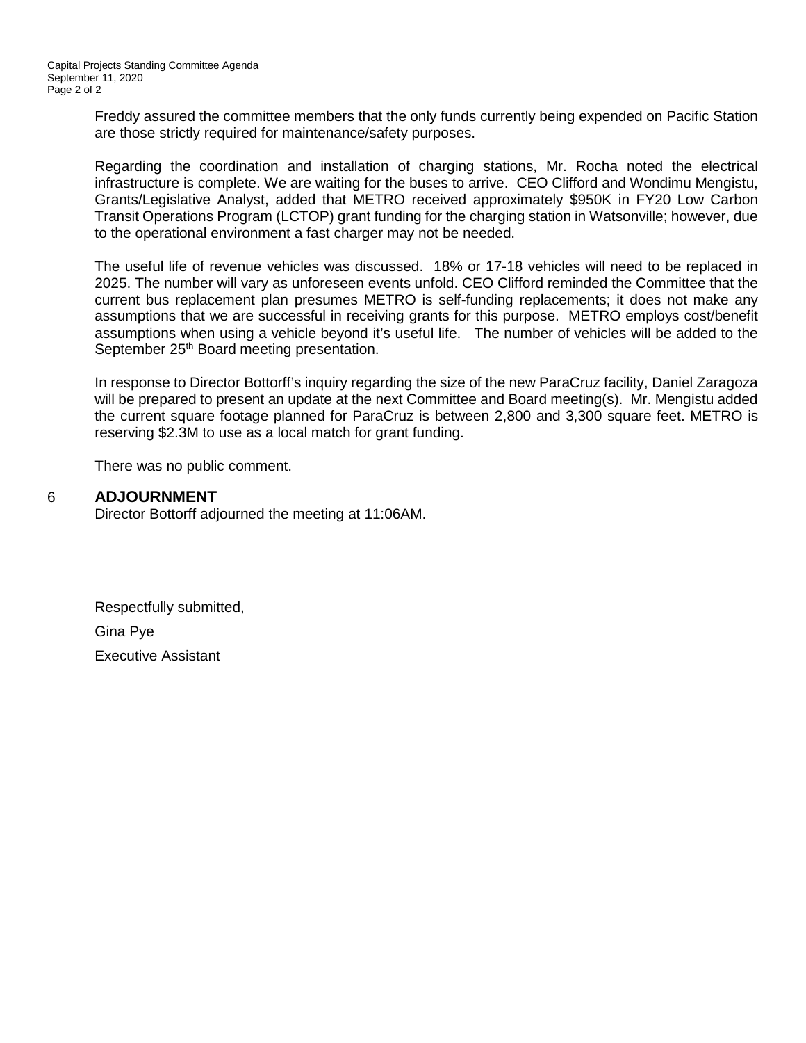Freddy assured the committee members that the only funds currently being expended on Pacific Station are those strictly required for maintenance/safety purposes.

Regarding the coordination and installation of charging stations, Mr. Rocha noted the electrical infrastructure is complete. We are waiting for the buses to arrive. CEO Clifford and Wondimu Mengistu, Grants/Legislative Analyst, added that METRO received approximately $950K in FY20 Low Carbon Transit Operations Program (LCTOP) grant funding for the charging station in Watsonville; however, due to the operational environment a fast charger may not be needed.

The useful life of revenue vehicles was discussed. 18% or 17-18 vehicles will need to be replaced in 2025. The number will vary as unforeseen events unfold. CEO Clifford reminded the Committee that the current bus replacement plan presumes METRO is self-funding replacements; it does not make any assumptions that we are successful in receiving grants for this purpose. METRO employs cost/benefit assumptions when using a vehicle beyond it's useful life. The number of vehicles will be added to the September 25th Board meeting presentation.

In response to Director Bottorff's inquiry regarding the size of the new ParaCruz facility, Daniel Zaragoza will be prepared to present an update at the next Committee and Board meeting(s). Mr. Mengistu added the current square footage planned for ParaCruz is between 2,800 and 3,300 square feet. METRO is reserving $2.3M to use as a local match for grant funding.

There was no public comment.

## 6 ADJOURNMENT

Director Bottorff adjourned the meeting at 11:06AM.

Respectfully submitted,

Gina Pye

Executive Assistant